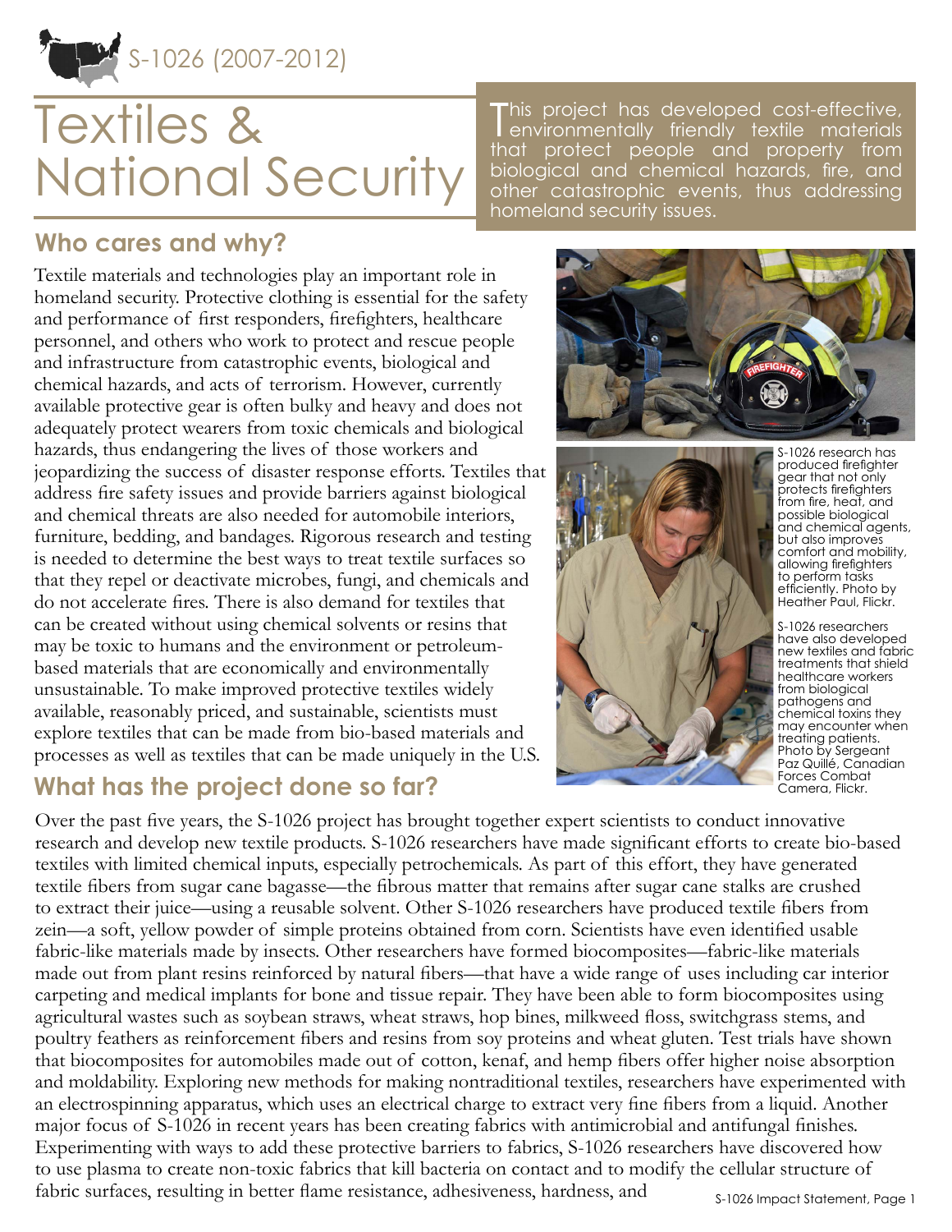S-1026 (2007-2012)

# Textiles & National Security

This project has developed cost-effective, environmentally friendly textile materials that protect people and property from biological and chemical hazards, fire, and other catastrophic events, thus addressing homeland security issues.

## Who cares and why?

Textile materials and technologies play an important role in homeland security. Protective clothing is essential for the safety and performance of first responders, firefighters, healthcare personnel, and others who work to protect and rescue people and infrastructure from catastrophic events, biological and chemical hazards, and acts of terrorism. However, currently available protective gear is often bulky and heavy and does not adequately protect wearers from toxic chemicals and biological hazards, thus endangering the lives of those workers and jeopardizing the success of disaster response efforts. Textiles that address fire safety issues and provide barriers against biological and chemical threats are also needed for automobile interiors, furniture, bedding, and bandages. Rigorous research and testing is needed to determine the best ways to treat textile surfaces so that they repel or deactivate microbes, fungi, and chemicals and do not accelerate fires. There is also demand for textiles that can be created without using chemical solvents or resins that may be toxic to humans and the environment or petroleum-based materials that are economically and environmentally unsustainable. To make improved protective textiles widely available, reasonably priced, and sustainable, scientists must explore textiles that can be made from bio-based materials and processes as well as textiles that can be made uniquely in the U.S.

S-1026 research has produced firefighter gear that not only protects firefighters from fire, heat, and possible biological and chemical agents, but also improves comfort and mobility, allowing firefighters to perform tasks efficiently. Photo by Heather Paul, Flickr.

S-1026 researchers have also developed new textiles and fabric treatments that shield healthcare workers from biological pathogens and chemical toxins they may encounter when treating patients. Photo by Sergeant Paz Quillé, Canadian Forces Combat Camera, Flickr.

## What has the project done so far?

Over the past five years, the S-1026 project has brought together expert scientists to conduct innovative research and develop new textile products. S-1026 researchers have made significant efforts to create bio-based textiles with limited chemical inputs, especially petrochemicals. As part of this effort, they have generated textile fibers from sugar cane bagasse—the fibrous matter that remains after sugar cane stalks are crushed to extract their juice—using a reusable solvent. Other S-1026 researchers have produced textile fibers from zein—a soft, yellow powder of simple proteins obtained from corn. Scientists have even identified usable fabric-like materials made by insects. Other researchers have formed biocomposites—fabric-like materials made out from plant resins reinforced by natural fibers—that have a wide range of uses including car interior carpeting and medical implants for bone and tissue repair. They have been able to form biocomposites using agricultural wastes such as soybean straws, wheat straws, hop bines, milkweed floss, switchgrass stems, and poultry feathers as reinforcement fibers and resins from soy proteins and wheat gluten. Test trials have shown that biocomposites for automobiles made out of cotton, kenaf, and hemp fibers offer higher noise absorption and moldability. Exploring new methods for making nontraditional textiles, researchers have experimented with an electrospinning apparatus, which uses an electrical charge to extract very fine fibers from a liquid. Another major focus of S-1026 in recent years has been creating fabrics with antimicrobial and antifungal finishes. Experimenting with ways to add these protective barriers to fabrics, S-1026 researchers have discovered how to use plasma to create non-toxic fabrics that kill bacteria on contact and to modify the cellular structure of fabric surfaces, resulting in better flame resistance, adhesiveness, hardness, and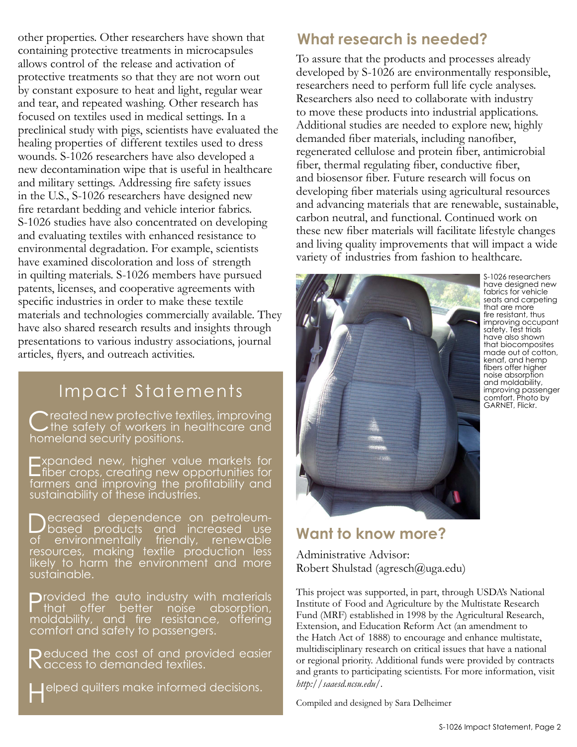other properties. Other researchers have shown that containing protective treatments in microcapsules allows control of the release and activation of protective treatments so that they are not worn out by constant exposure to heat and light, regular wear and tear, and repeated washing. Other research has focused on textiles used in medical settings. In a preclinical study with pigs, scientists have evaluated the healing properties of different textiles used to dress wounds. S-1026 researchers have also developed a new decontamination wipe that is useful in healthcare and military settings. Addressing fire safety issues in the U.S., S-1026 researchers have designed new fire retardant bedding and vehicle interior fabrics. S-1026 studies have also concentrated on developing and evaluating textiles with enhanced resistance to environmental degradation. For example, scientists have examined discoloration and loss of strength in quilting materials. S-1026 members have pursued patents, licenses, and cooperative agreements with specific industries in order to make these textile materials and technologies commercially available. They have also shared research results and insights through presentations to various industry associations, journal articles, flyers, and outreach activities.

## Impact Statements

Created new protective textiles, improving the safety of workers in healthcare and homeland security positions.

Expanded new, higher value markets for fiber crops, creating new opportunities for farmers and improving the profitability and sustainability of these industries.

Decreased dependence on petroleum-based products and increased use of environmentally friendly, renewable resources, making textile production less likely to harm the environment and more sustainable.

Provided the auto industry with materials that offer better noise absorption, moldability, and fire resistance, offering comfort and safety to passengers.

Reduced the cost of and provided easier access to demanded textiles.

Helped quilters make informed decisions.

## What research is needed?

To assure that the products and processes already developed by S-1026 are environmentally responsible, researchers need to perform full life cycle analyses. Researchers also need to collaborate with industry to move these products into industrial applications. Additional studies are needed to explore new, highly demanded fiber materials, including nanofiber, regenerated cellulose and protein fiber, antimicrobial fiber, thermal regulating fiber, conductive fiber, and biosensor fiber. Future research will focus on developing fiber materials using agricultural resources and advancing materials that are renewable, sustainable, carbon neutral, and functional. Continued work on these new fiber materials will facilitate lifestyle changes and living quality improvements that will impact a wide variety of industries from fashion to healthcare.

S-1026 researchers have designed new fabrics for vehicle seats and carpeting that are more fire resistant, thus improving occupant safety. Test trials have also shown that biocomposites made out of cotton, kenaf, and hemp fibers offer higher noise absorption and moldability, improving passenger comfort. Photo by GARNET, Flickr.

## Want to know more?

Administrative Advisor:
Robert Shulstad (agresch@uga.edu)

This project was supported, in part, through USDA's National Institute of Food and Agriculture by the Multistate Research Fund (MRF) established in 1998 by the Agricultural Research, Extension, and Education Reform Act (an amendment to the Hatch Act of 1888) to encourage and enhance multistate, multidisciplinary research on critical issues that have a national or regional priority. Additional funds were provided by contracts and grants to participating scientists. For more information, visit *http://saaesd.ncsu.edu/*.

Compiled and designed by Sara Delheimer